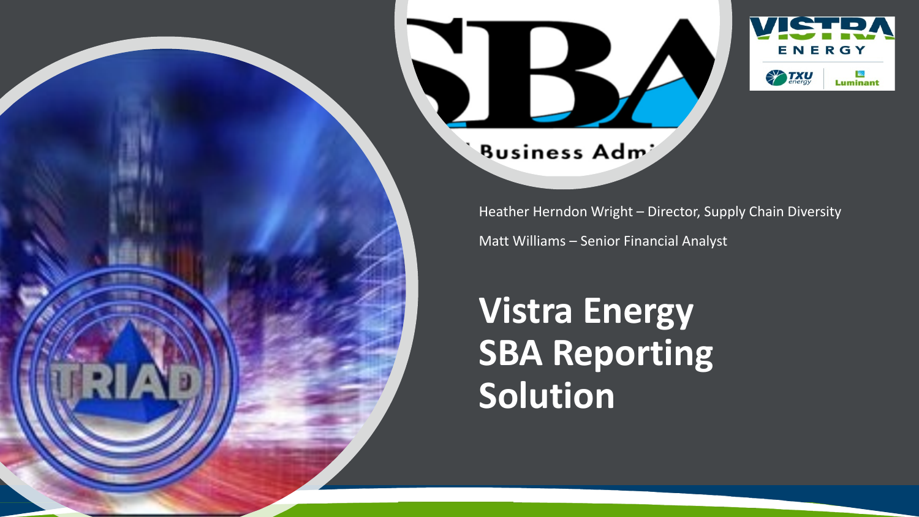Heather Herndon Wright – Director, Supply Chain Diversity

Matt Williams – Senior Financial Analyst

# Vistra Energy SBA Reporting Solution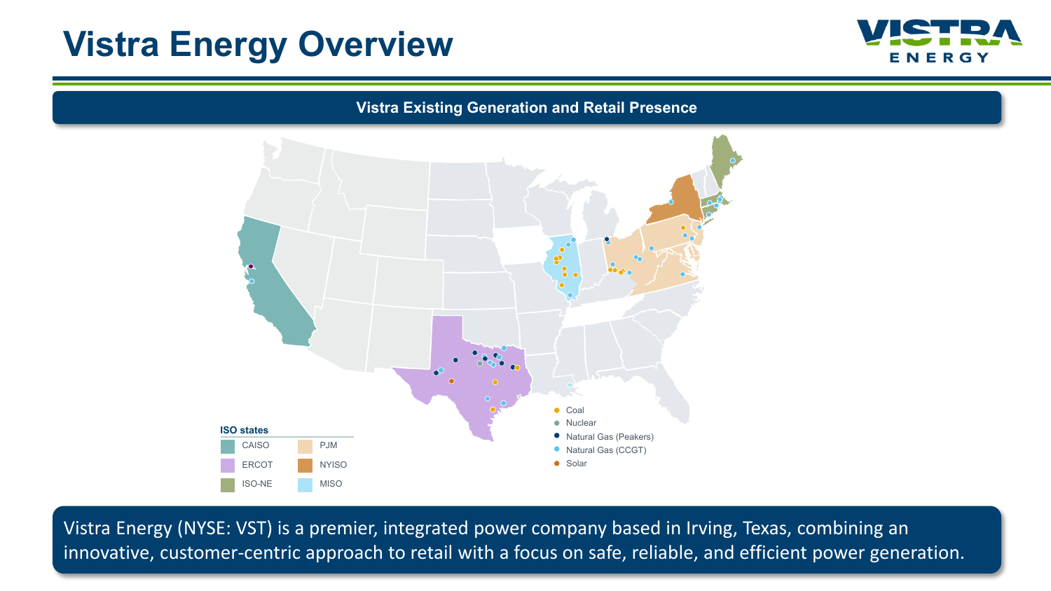# Vistra Energy Overview

## Vistra Existing Generation and Retail Presence

**ISO states**

| | |
|---|---|
| CAISO | PJM |
| ERCOT | NYISO |
| ISO-NE | MISO |

- Coal
- Nuclear
- Natural Gas (Peakers)
- Natural Gas (CCGT)
- Solar

Vistra Energy (NYSE: VST) is a premier, integrated power company based in Irving, Texas, combining an innovative, customer-centric approach to retail with a focus on safe, reliable, and efficient power generation.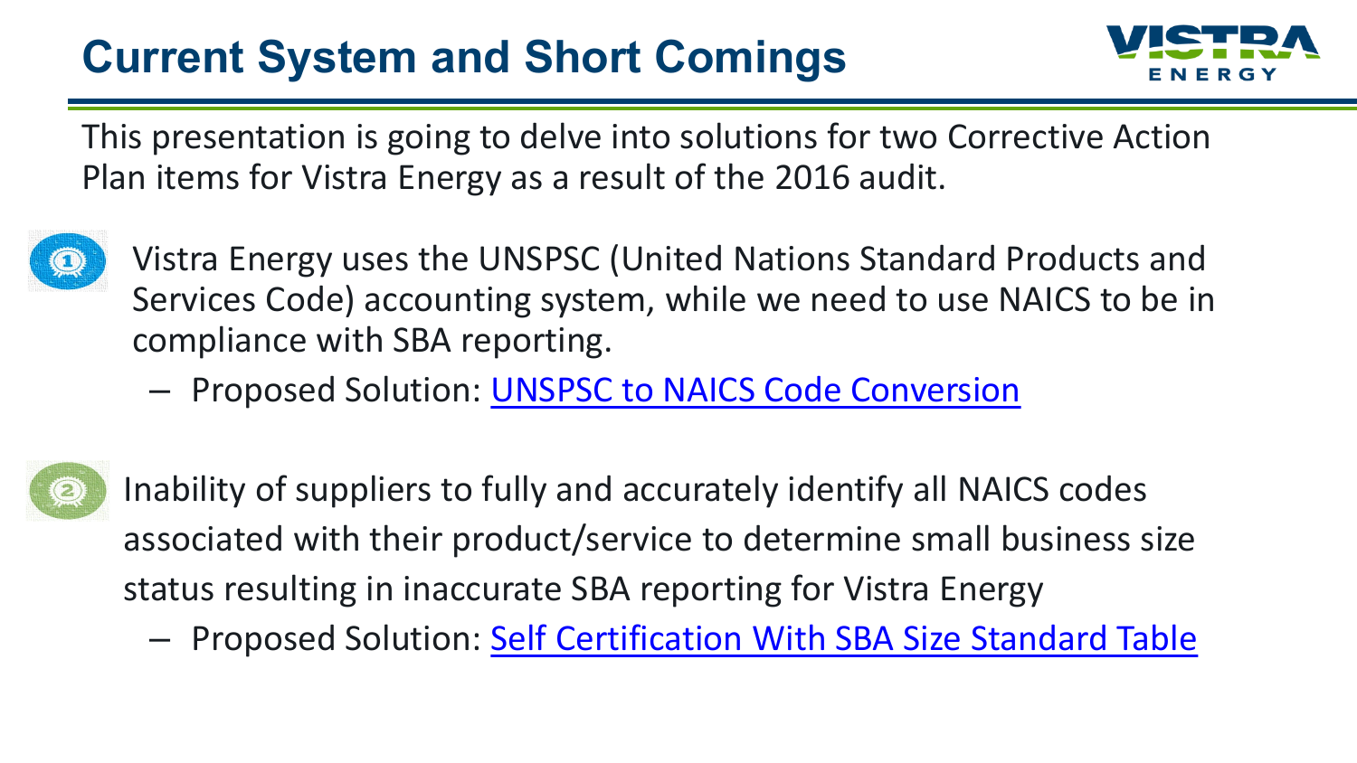# Current System and Short Comings

This presentation is going to delve into solutions for two Corrective Action Plan items for Vistra Energy as a result of the 2016 audit.

1. Vistra Energy uses the UNSPSC (United Nations Standard Products and Services Code) accounting system, while we need to use NAICS to be in compliance with SBA reporting.
   - Proposed Solution: UNSPSC to NAICS Code Conversion

2. Inability of suppliers to fully and accurately identify all NAICS codes associated with their product/service to determine small business size status resulting in inaccurate SBA reporting for Vistra Energy
   - Proposed Solution: Self Certification With SBA Size Standard Table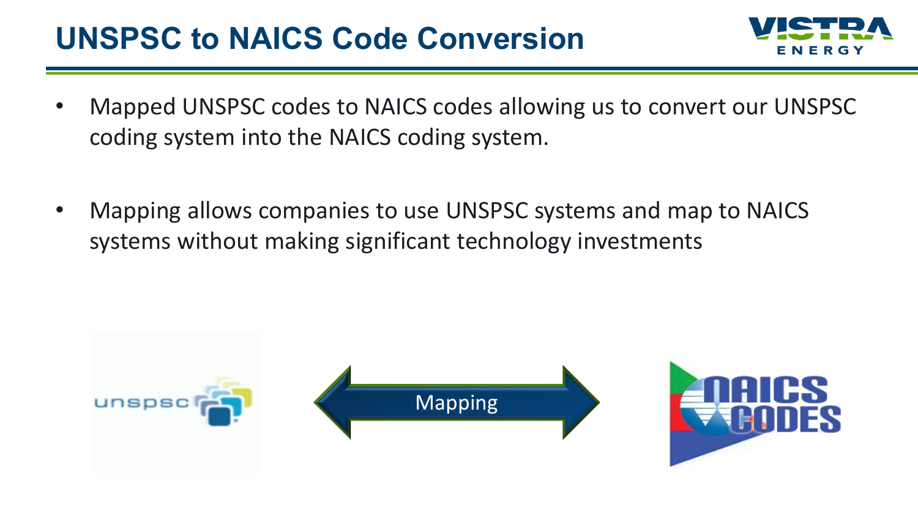# UNSPSC to NAICS Code Conversion

- Mapped UNSPSC codes to NAICS codes allowing us to convert our UNSPSC coding system into the NAICS coding system.
- Mapping allows companies to use UNSPSC systems and map to NAICS systems without making significant technology investments

Mapping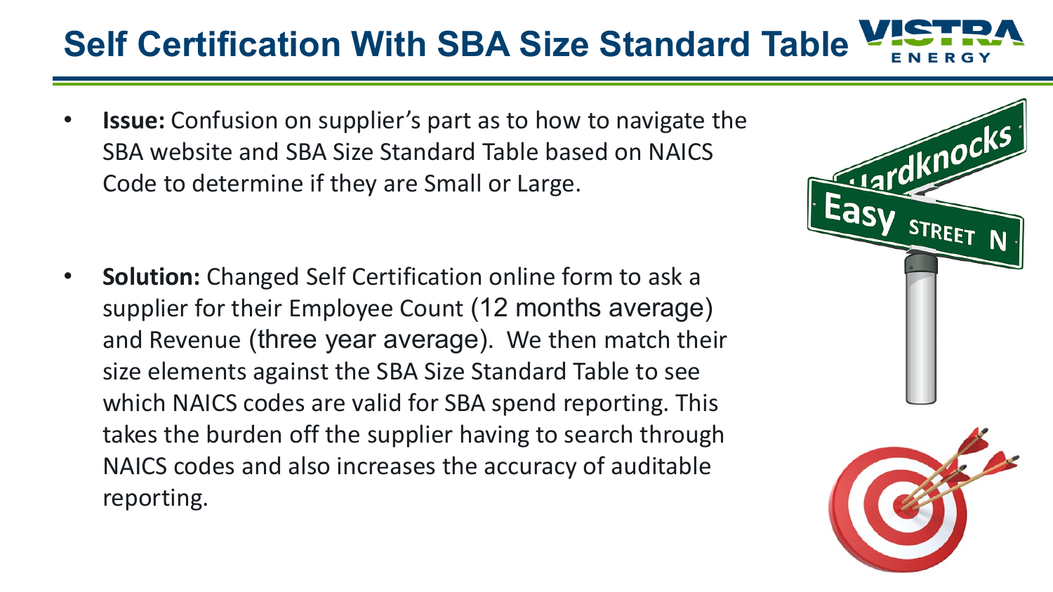# Self Certification With SBA Size Standard Table

- **Issue:** Confusion on supplier's part as to how to navigate the SBA website and SBA Size Standard Table based on NAICS Code to determine if they are Small or Large.

- **Solution:** Changed Self Certification online form to ask a supplier for their Employee Count (12 months average) and Revenue (three year average). We then match their size elements against the SBA Size Standard Table to see which NAICS codes are valid for SBA spend reporting. This takes the burden off the supplier having to search through NAICS codes and also increases the accuracy of auditable reporting.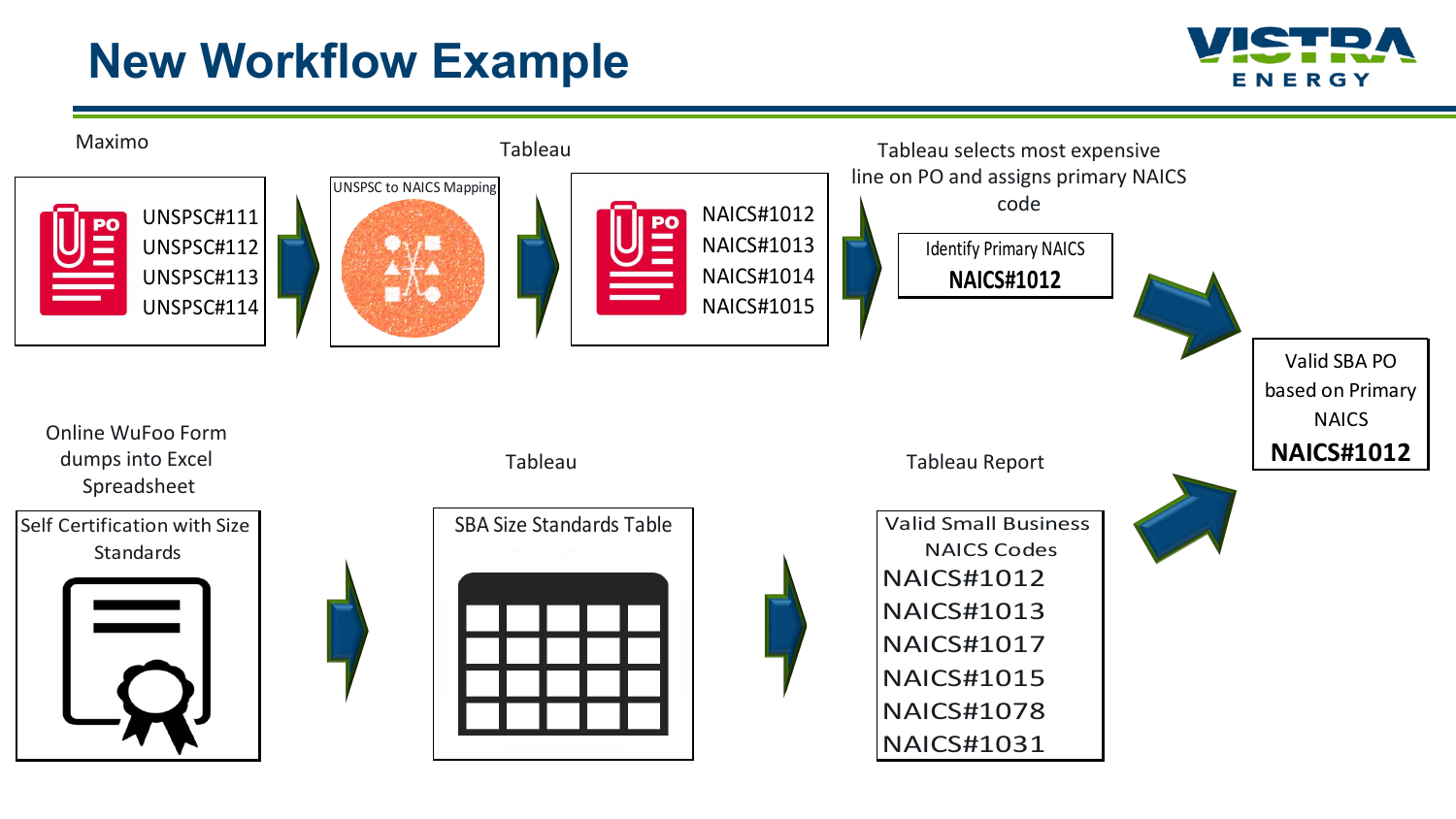# New Workflow Example

Maximo

UNSPSC#111
UNSPSC#112
UNSPSC#113
UNSPSC#114

Tableau

UNSPSC to NAICS Mapping

NAICS#1012
NAICS#1013
NAICS#1014
NAICS#1015

Tableau selects most expensive line on PO and assigns primary NAICS code

Identify Primary NAICS
**NAICS#1012**

Valid SBA PO based on Primary NAICS
**NAICS#1012**

Online WuFoo Form dumps into Excel Spreadsheet

Self Certification with Size Standards

Tableau

SBA Size Standards Table

Tableau Report

Valid Small Business NAICS Codes
NAICS#1012
NAICS#1013
NAICS#1017
NAICS#1015
NAICS#1078
NAICS#1031